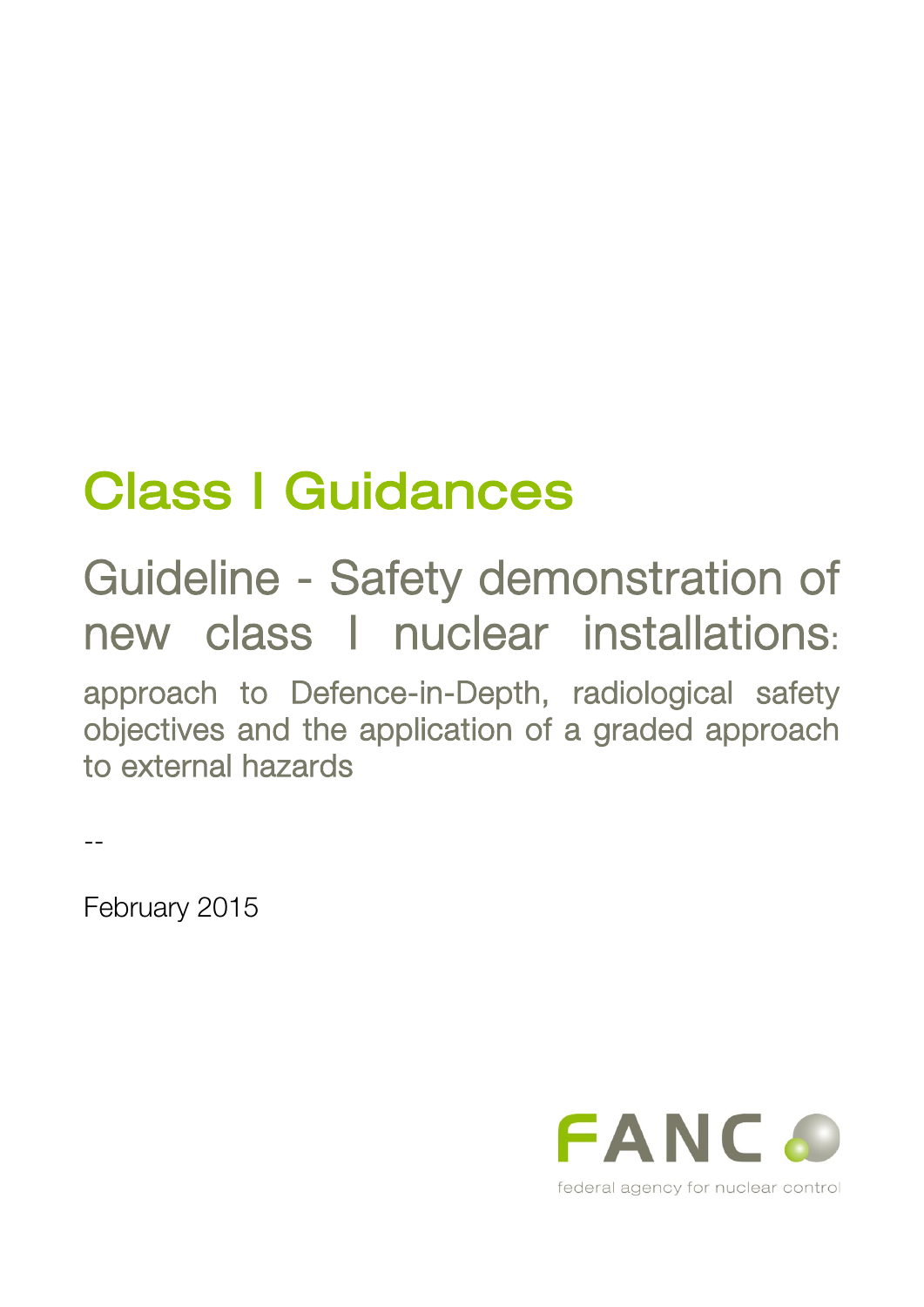# Class I Guidances

## Guideline - Safety demonstration of new class I nuclear installations:

approach to Defence-in-Depth, radiological safety objectives and the application of a graded approach to external hazards

--

February 2015

FANC

federal agency for nuclear control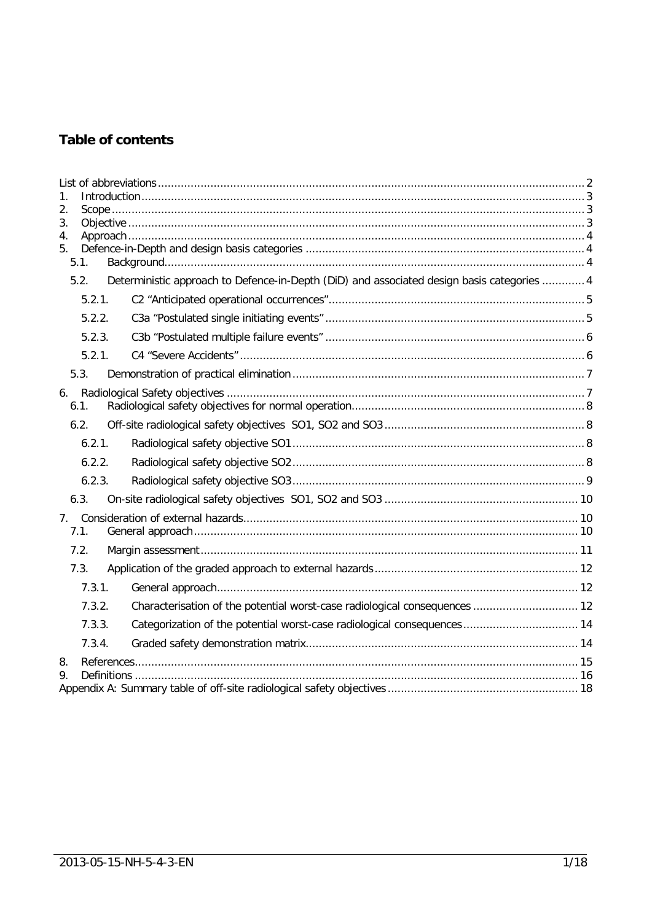## Table of contents

List of abbreviations ..... 2

1. Introduction ..... 3
2. Scope ..... 3
3. Objective ..... 3
4. Approach ..... 4
5. Defence-in-Depth and design basis categories ..... 4
   - 5.1. Background ..... 4
   - 5.2. Deterministic approach to Defence-in-Depth (DiD) and associated design basis categories ..... 4
     - 5.2.1. C2 “Anticipated operational occurrences” ..... 5
     - 5.2.2. C3a “Postulated single initiating events” ..... 5
     - 5.2.3. C3b “Postulated multiple failure events” ..... 6
     - 5.2.1. C4 “Severe Accidents” ..... 6
   - 5.3. Demonstration of practical elimination ..... 7
6. Radiological Safety objectives ..... 7
   - 6.1. Radiological safety objectives for normal operation ..... 8
   - 6.2. Off-site radiological safety objectives SO1, SO2 and SO3 ..... 8
     - 6.2.1. Radiological safety objective SO1 ..... 8
     - 6.2.2. Radiological safety objective SO2 ..... 8
     - 6.2.3. Radiological safety objective SO3 ..... 9
   - 6.3. On-site radiological safety objectives SO1, SO2 and SO3 ..... 10
7. Consideration of external hazards ..... 10
   - 7.1. General approach ..... 10
   - 7.2. Margin assessment ..... 11
   - 7.3. Application of the graded approach to external hazards ..... 12
     - 7.3.1. General approach ..... 12
     - 7.3.2. Characterisation of the potential worst-case radiological consequences ..... 12
     - 7.3.3. Categorization of the potential worst-case radiological consequences ..... 14
     - 7.3.4. Graded safety demonstration matrix ..... 14
8. References ..... 15
9. Definitions ..... 16

Appendix A: Summary table of off-site radiological safety objectives ..... 18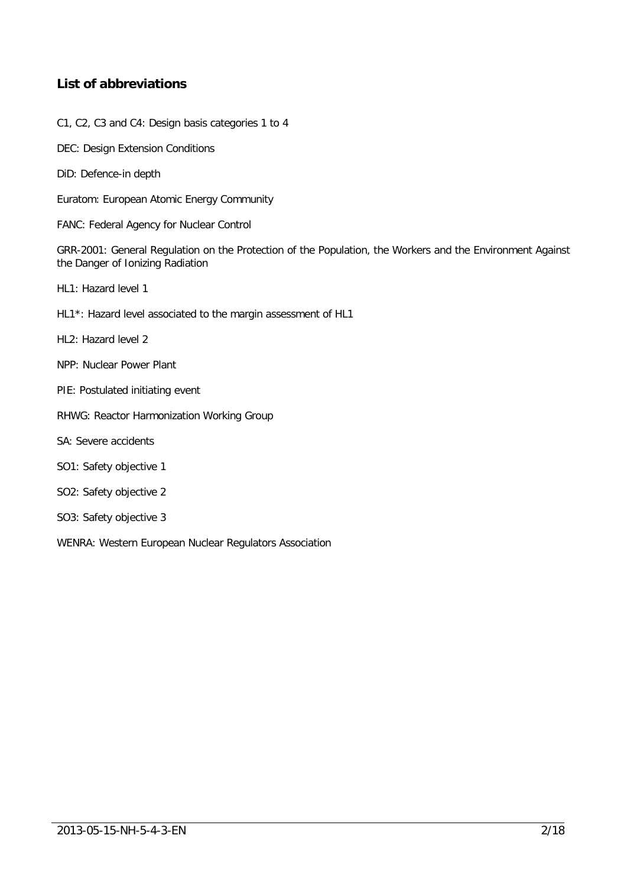## List of abbreviations

C1, C2, C3 and C4: Design basis categories 1 to 4

DEC: Design Extension Conditions

DiD: Defence-in depth

Euratom: European Atomic Energy Community

FANC: Federal Agency for Nuclear Control

GRR-2001: General Regulation on the Protection of the Population, the Workers and the Environment Against the Danger of Ionizing Radiation

HL1: Hazard level 1

HL1*: Hazard level associated to the margin assessment of HL1

HL2: Hazard level 2

NPP: Nuclear Power Plant

PIE: Postulated initiating event

RHWG: Reactor Harmonization Working Group

SA: Severe accidents

SO1: Safety objective 1

SO2: Safety objective 2

SO3: Safety objective 3

WENRA: Western European Nuclear Regulators Association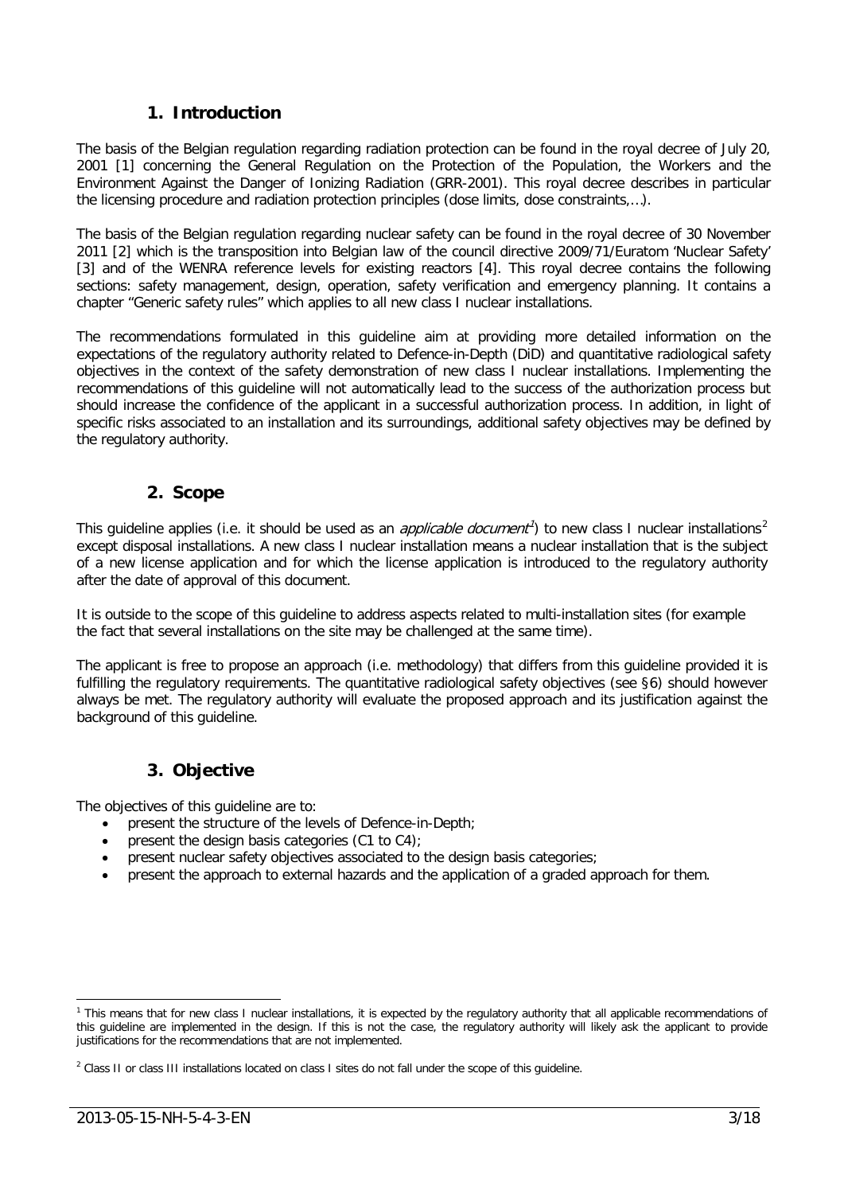## 1. Introduction

The basis of the Belgian regulation regarding radiation protection can be found in the royal decree of July 20, 2001 [1] concerning the General Regulation on the Protection of the Population, the Workers and the Environment Against the Danger of Ionizing Radiation (GRR-2001). This royal decree describes in particular the licensing procedure and radiation protection principles (dose limits, dose constraints,…).

The basis of the Belgian regulation regarding nuclear safety can be found in the royal decree of 30 November 2011 [2] which is the transposition into Belgian law of the council directive 2009/71/Euratom 'Nuclear Safety' [3] and of the WENRA reference levels for existing reactors [4]. This royal decree contains the following sections: safety management, design, operation, safety verification and emergency planning. It contains a chapter "Generic safety rules" which applies to all new class I nuclear installations.

The recommendations formulated in this guideline aim at providing more detailed information on the expectations of the regulatory authority related to Defence-in-Depth (DiD) and quantitative radiological safety objectives in the context of the safety demonstration of new class I nuclear installations. Implementing the recommendations of this guideline will not automatically lead to the success of the authorization process but should increase the confidence of the applicant in a successful authorization process. In addition, in light of specific risks associated to an installation and its surroundings, additional safety objectives may be defined by the regulatory authority.

## 2. Scope

This guideline applies (i.e. it should be used as an *applicable document*[1]) to new class I nuclear installations[2] except disposal installations. A new class I nuclear installation means a nuclear installation that is the subject of a new license application and for which the license application is introduced to the regulatory authority after the date of approval of this document.

It is outside to the scope of this guideline to address aspects related to multi-installation sites (for example the fact that several installations on the site may be challenged at the same time).

The applicant is free to propose an approach (i.e. methodology) that differs from this guideline provided it is fulfilling the regulatory requirements. The quantitative radiological safety objectives (see §6) should however always be met. The regulatory authority will evaluate the proposed approach and its justification against the background of this guideline.

## 3. Objective

The objectives of this guideline are to:

- present the structure of the levels of Defence-in-Depth;
- present the design basis categories (C1 to C4);
- present nuclear safety objectives associated to the design basis categories;
- present the approach to external hazards and the application of a graded approach for them.

---

[1] This means that for new class I nuclear installations, it is expected by the regulatory authority that all applicable recommendations of this guideline are implemented in the design. If this is not the case, the regulatory authority will likely ask the applicant to provide justifications for the recommendations that are not implemented.

[2] Class II or class III installations located on class I sites do not fall under the scope of this guideline.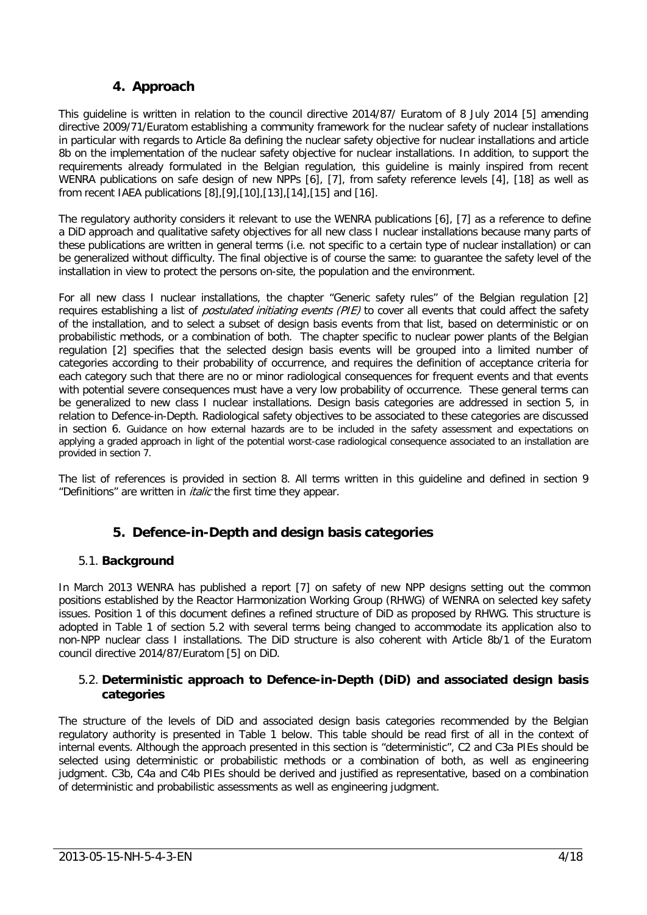## 4. Approach

This guideline is written in relation to the council directive 2014/87/ Euratom of 8 July 2014 [5] amending directive 2009/71/Euratom establishing a community framework for the nuclear safety of nuclear installations in particular with regards to Article 8a defining the nuclear safety objective for nuclear installations and article 8b on the implementation of the nuclear safety objective for nuclear installations. In addition, to support the requirements already formulated in the Belgian regulation, this guideline is mainly inspired from recent WENRA publications on safe design of new NPPs [6], [7], from safety reference levels [4], [18] as well as from recent IAEA publications [8],[9],[10],[13],[14],[15] and [16].

The regulatory authority considers it relevant to use the WENRA publications [6], [7] as a reference to define a DiD approach and qualitative safety objectives for all new class I nuclear installations because many parts of these publications are written in general terms (i.e. not specific to a certain type of nuclear installation) or can be generalized without difficulty. The final objective is of course the same: to guarantee the safety level of the installation in view to protect the persons on-site, the population and the environment.

For all new class I nuclear installations, the chapter "Generic safety rules" of the Belgian regulation [2] requires establishing a list of *postulated initiating events (PIE)* to cover all events that could affect the safety of the installation, and to select a subset of design basis events from that list, based on deterministic or on probabilistic methods, or a combination of both. The chapter specific to nuclear power plants of the Belgian regulation [2] specifies that the selected design basis events will be grouped into a limited number of categories according to their probability of occurrence, and requires the definition of acceptance criteria for each category such that there are no or minor radiological consequences for frequent events and that events with potential severe consequences must have a very low probability of occurrence. These general terms can be generalized to new class I nuclear installations. Design basis categories are addressed in section 5, in relation to Defence-in-Depth. Radiological safety objectives to be associated to these categories are discussed in section 6. Guidance on how external hazards are to be included in the safety assessment and expectations on applying a graded approach in light of the potential worst-case radiological consequence associated to an installation are provided in section 7.

The list of references is provided in section 8. All terms written in this guideline and defined in section 9 "Definitions" are written in *italic* the first time they appear.

## 5. Defence-in-Depth and design basis categories

### 5.1. Background

In March 2013 WENRA has published a report [7] on safety of new NPP designs setting out the common positions established by the Reactor Harmonization Working Group (RHWG) of WENRA on selected key safety issues. Position 1 of this document defines a refined structure of DiD as proposed by RHWG. This structure is adopted in Table 1 of section 5.2 with several terms being changed to accommodate its application also to non-NPP nuclear class I installations. The DiD structure is also coherent with Article 8b/1 of the Euratom council directive 2014/87/Euratom [5] on DiD.

### 5.2. Deterministic approach to Defence-in-Depth (DiD) and associated design basis categories

The structure of the levels of DiD and associated design basis categories recommended by the Belgian regulatory authority is presented in Table 1 below. This table should be read first of all in the context of internal events. Although the approach presented in this section is "deterministic", C2 and C3a PIEs should be selected using deterministic or probabilistic methods or a combination of both, as well as engineering judgment. C3b, C4a and C4b PIEs should be derived and justified as representative, based on a combination of deterministic and probabilistic assessments as well as engineering judgment.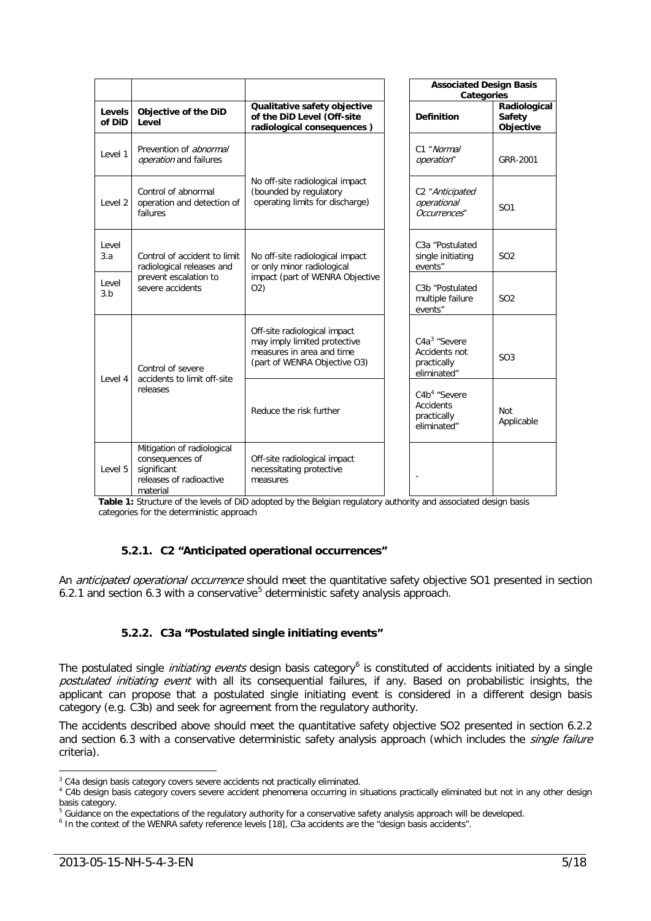| Levels of DiD | Objective of the DiD Level | Qualitative safety objective of the DiD Level (Off-site radiological consequences ) | Associated Design Basis Categories | |
|---|---|---|---|---|
| | | | **Definition** | **Radiological Safety Objective** |
| Level 1 | Prevention of *abnormal operation* and failures | No off-site radiological impact (bounded by regulatory operating limits for discharge) | C1 "*Normal operation*" | GRR-2001 |
| Level 2 | Control of abnormal operation and detection of failures | | C2 "*Anticipated operational Occurrences*" | SO1 |
| Level 3.a | Control of accident to limit radiological releases and prevent escalation to severe accidents | No off-site radiological impact or only minor radiological impact (part of WENRA Objective O2) | C3a "Postulated single initiating events" | SO2 |
| Level 3.b | | | C3b "Postulated multiple failure events" | SO2 |
| Level 4 | Control of severe accidents to limit off-site releases | Off-site radiological impact may imply limited protective measures in area and time (part of WENRA Objective O3) | C4a[3] "Severe Accidents not practically eliminated" | SO3 |
| | | Reduce the risk further | C4b[4] "Severe Accidents practically eliminated" | Not Applicable |
| Level 5 | Mitigation of radiological consequences of significant releases of radioactive material | Off-site radiological impact necessitating protective measures | - | |

**Table 1:** Structure of the levels of DiD adopted by the Belgian regulatory authority and associated design basis categories for the deterministic approach

### 5.2.1. C2 "Anticipated operational occurrences"

An *anticipated operational occurrence* should meet the quantitative safety objective SO1 presented in section 6.2.1 and section 6.3 with a conservative[5] deterministic safety analysis approach.

### 5.2.2. C3a "Postulated single initiating events"

The postulated single *initiating events* design basis category[6] is constituted of accidents initiated by a single *postulated initiating event* with all its consequential failures, if any. Based on probabilistic insights, the applicant can propose that a postulated single initiating event is considered in a different design basis category (e.g. C3b) and seek for agreement from the regulatory authority.

The accidents described above should meet the quantitative safety objective SO2 presented in section 6.2.2 and section 6.3 with a conservative deterministic safety analysis approach (which includes the *single failure* criteria).

---

[3] C4a design basis category covers severe accidents not practically eliminated.

[4] C4b design basis category covers severe accident phenomena occurring in situations practically eliminated but not in any other design basis category.

[5] Guidance on the expectations of the regulatory authority for a conservative safety analysis approach will be developed.

[6] In the context of the WENRA safety reference levels [18], C3a accidents are the "design basis accidents".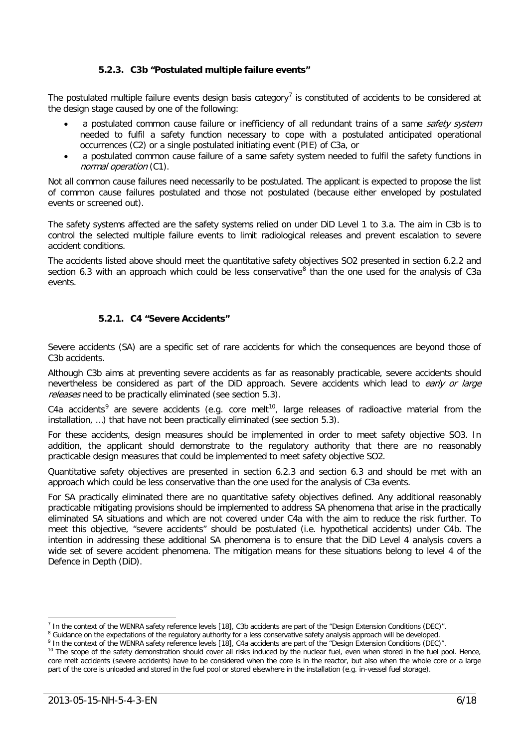### 5.2.3. C3b "Postulated multiple failure events"

The postulated multiple failure events design basis category[7] is constituted of accidents to be considered at the design stage caused by one of the following:

- a postulated common cause failure or inefficiency of all redundant trains of a same *safety system* needed to fulfil a safety function necessary to cope with a postulated anticipated operational occurrences (C2) or a single postulated initiating event (PIE) of C3a, or
- a postulated common cause failure of a same safety system needed to fulfil the safety functions in *normal operation* (C1).

Not all common cause failures need necessarily to be postulated. The applicant is expected to propose the list of common cause failures postulated and those not postulated (because either enveloped by postulated events or screened out).

The safety systems affected are the safety systems relied on under DiD Level 1 to 3.a. The aim in C3b is to control the selected multiple failure events to limit radiological releases and prevent escalation to severe accident conditions.

The accidents listed above should meet the quantitative safety objectives SO2 presented in section 6.2.2 and section 6.3 with an approach which could be less conservative[8] than the one used for the analysis of C3a events.

### 5.2.1. C4 "Severe Accidents"

Severe accidents (SA) are a specific set of rare accidents for which the consequences are beyond those of C3b accidents.

Although C3b aims at preventing severe accidents as far as reasonably practicable, severe accidents should nevertheless be considered as part of the DiD approach. Severe accidents which lead to *early or large releases* need to be practically eliminated (see section 5.3).

C4a accidents[9] are severe accidents (e.g. core melt[10], large releases of radioactive material from the installation, …) that have not been practically eliminated (see section 5.3).

For these accidents, design measures should be implemented in order to meet safety objective SO3. In addition, the applicant should demonstrate to the regulatory authority that there are no reasonably practicable design measures that could be implemented to meet safety objective SO2.

Quantitative safety objectives are presented in section 6.2.3 and section 6.3 and should be met with an approach which could be less conservative than the one used for the analysis of C3a events.

For SA practically eliminated there are no quantitative safety objectives defined. Any additional reasonably practicable mitigating provisions should be implemented to address SA phenomena that arise in the practically eliminated SA situations and which are not covered under C4a with the aim to reduce the risk further. To meet this objective, "severe accidents" should be postulated (i.e. hypothetical accidents) under C4b. The intention in addressing these additional SA phenomena is to ensure that the DiD Level 4 analysis covers a wide set of severe accident phenomena. The mitigation means for these situations belong to level 4 of the Defence in Depth (DiD).

---

[7] In the context of the WENRA safety reference levels [18], C3b accidents are part of the "Design Extension Conditions (DEC)".

[8] Guidance on the expectations of the regulatory authority for a less conservative safety analysis approach will be developed.

[9] In the context of the WENRA safety reference levels [18], C4a accidents are part of the "Design Extension Conditions (DEC)".

[10] The scope of the safety demonstration should cover all risks induced by the nuclear fuel, even when stored in the fuel pool. Hence, core melt accidents (severe accidents) have to be considered when the core is in the reactor, but also when the whole core or a large part of the core is unloaded and stored in the fuel pool or stored elsewhere in the installation (e.g. in-vessel fuel storage).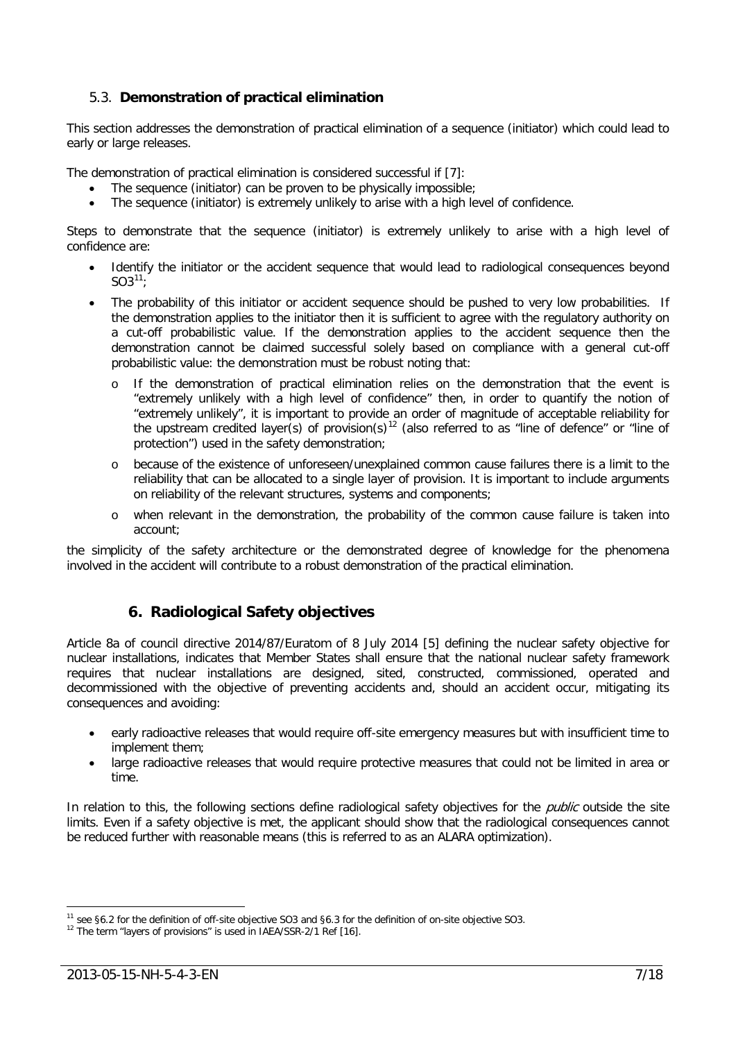### 5.3. **Demonstration of practical elimination**

This section addresses the demonstration of practical elimination of a sequence (initiator) which could lead to early or large releases.

The demonstration of practical elimination is considered successful if [7]:

- The sequence (initiator) can be proven to be physically impossible;
- The sequence (initiator) is extremely unlikely to arise with a high level of confidence.

Steps to demonstrate that the sequence (initiator) is extremely unlikely to arise with a high level of confidence are:

- Identify the initiator or the accident sequence that would lead to radiological consequences beyond SO3[11];
- The probability of this initiator or accident sequence should be pushed to very low probabilities. If the demonstration applies to the initiator then it is sufficient to agree with the regulatory authority on a cut-off probabilistic value. If the demonstration applies to the accident sequence then the demonstration cannot be claimed successful solely based on compliance with a general cut-off probabilistic value: the demonstration must be robust noting that:
  - o If the demonstration of practical elimination relies on the demonstration that the event is "extremely unlikely with a high level of confidence" then, in order to quantify the notion of "extremely unlikely", it is important to provide an order of magnitude of acceptable reliability for the upstream credited layer(s) of provision(s)[12] (also referred to as "line of defence" or "line of protection") used in the safety demonstration;
  - o because of the existence of unforeseen/unexplained common cause failures there is a limit to the reliability that can be allocated to a single layer of provision. It is important to include arguments on reliability of the relevant structures, systems and components;
  - o when relevant in the demonstration, the probability of the common cause failure is taken into account;

the simplicity of the safety architecture or the demonstrated degree of knowledge for the phenomena involved in the accident will contribute to a robust demonstration of the practical elimination.

## 6. Radiological Safety objectives

Article 8a of council directive 2014/87/Euratom of 8 July 2014 [5] defining the nuclear safety objective for nuclear installations, indicates that Member States shall ensure that the national nuclear safety framework requires that nuclear installations are designed, sited, constructed, commissioned, operated and decommissioned with the objective of preventing accidents and, should an accident occur, mitigating its consequences and avoiding:

- early radioactive releases that would require off-site emergency measures but with insufficient time to implement them;
- large radioactive releases that would require protective measures that could not be limited in area or time.

In relation to this, the following sections define radiological safety objectives for the *public* outside the site limits. Even if a safety objective is met, the applicant should show that the radiological consequences cannot be reduced further with reasonable means (this is referred to as an ALARA optimization).

---

[11] see §6.2 for the definition of off-site objective SO3 and §6.3 for the definition of on-site objective SO3.

[12] The term "layers of provisions" is used in IAEA/SSR-2/1 Ref [16].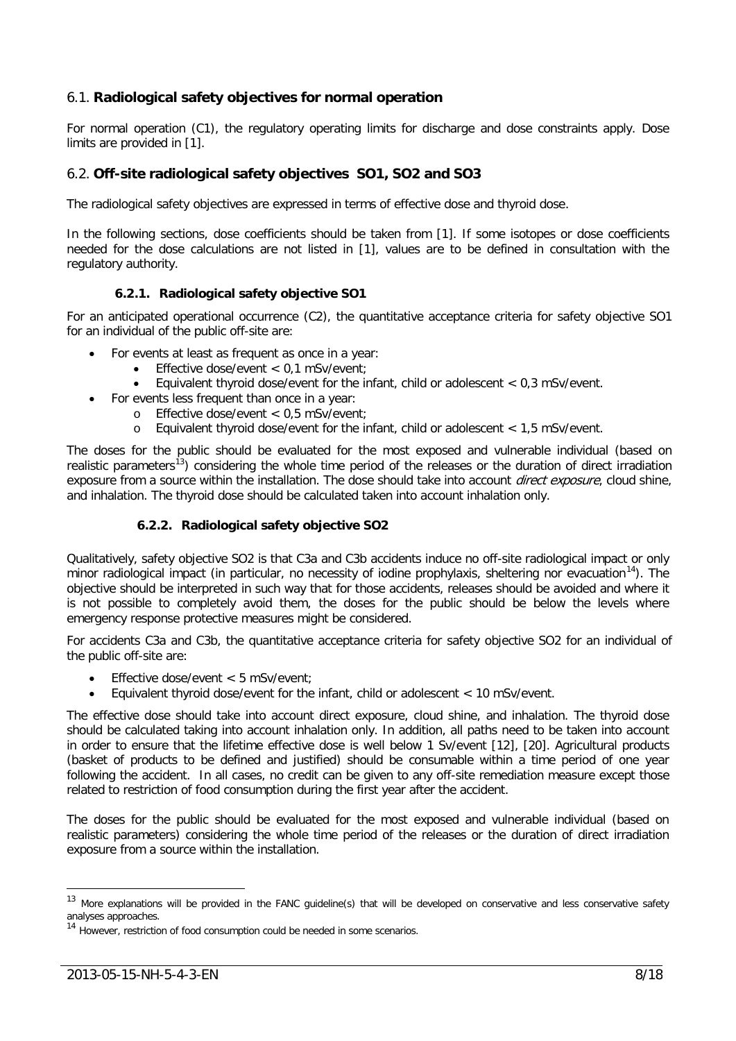## 6.1. **Radiological safety objectives for normal operation**

For normal operation (C1), the regulatory operating limits for discharge and dose constraints apply. Dose limits are provided in [1].

## 6.2. **Off-site radiological safety objectives SO1, SO2 and SO3**

The radiological safety objectives are expressed in terms of effective dose and thyroid dose.

In the following sections, dose coefficients should be taken from [1]. If some isotopes or dose coefficients needed for the dose calculations are not listed in [1], values are to be defined in consultation with the regulatory authority.

### 6.2.1. Radiological safety objective SO1

For an anticipated operational occurrence (C2), the quantitative acceptance criteria for safety objective SO1 for an individual of the public off-site are:

- For events at least as frequent as once in a year:
  - Effective dose/event < 0,1 mSv/event;
  - Equivalent thyroid dose/event for the infant, child or adolescent < 0,3 mSv/event.
- For events less frequent than once in a year:
  - Effective dose/event < 0,5 mSv/event;
  - Equivalent thyroid dose/event for the infant, child or adolescent < 1,5 mSv/event.

The doses for the public should be evaluated for the most exposed and vulnerable individual (based on realistic parameters[13]) considering the whole time period of the releases or the duration of direct irradiation exposure from a source within the installation. The dose should take into account *direct exposure*, cloud shine, and inhalation. The thyroid dose should be calculated taken into account inhalation only.

### 6.2.2. Radiological safety objective SO2

Qualitatively, safety objective SO2 is that C3a and C3b accidents induce no off-site radiological impact or only minor radiological impact (in particular, no necessity of iodine prophylaxis, sheltering nor evacuation[14]). The objective should be interpreted in such way that for those accidents, releases should be avoided and where it is not possible to completely avoid them, the doses for the public should be below the levels where emergency response protective measures might be considered.

For accidents C3a and C3b, the quantitative acceptance criteria for safety objective SO2 for an individual of the public off-site are:

- Effective dose/event < 5 mSv/event;
- Equivalent thyroid dose/event for the infant, child or adolescent < 10 mSv/event.

The effective dose should take into account direct exposure, cloud shine, and inhalation. The thyroid dose should be calculated taking into account inhalation only. In addition, all paths need to be taken into account in order to ensure that the lifetime effective dose is well below 1 Sv/event [12], [20]. Agricultural products (basket of products to be defined and justified) should be consumable within a time period of one year following the accident. In all cases, no credit can be given to any off-site remediation measure except those related to restriction of food consumption during the first year after the accident.

The doses for the public should be evaluated for the most exposed and vulnerable individual (based on realistic parameters) considering the whole time period of the releases or the duration of direct irradiation exposure from a source within the installation.

---

[13] More explanations will be provided in the FANC guideline(s) that will be developed on conservative and less conservative safety analyses approaches.

[14] However, restriction of food consumption could be needed in some scenarios.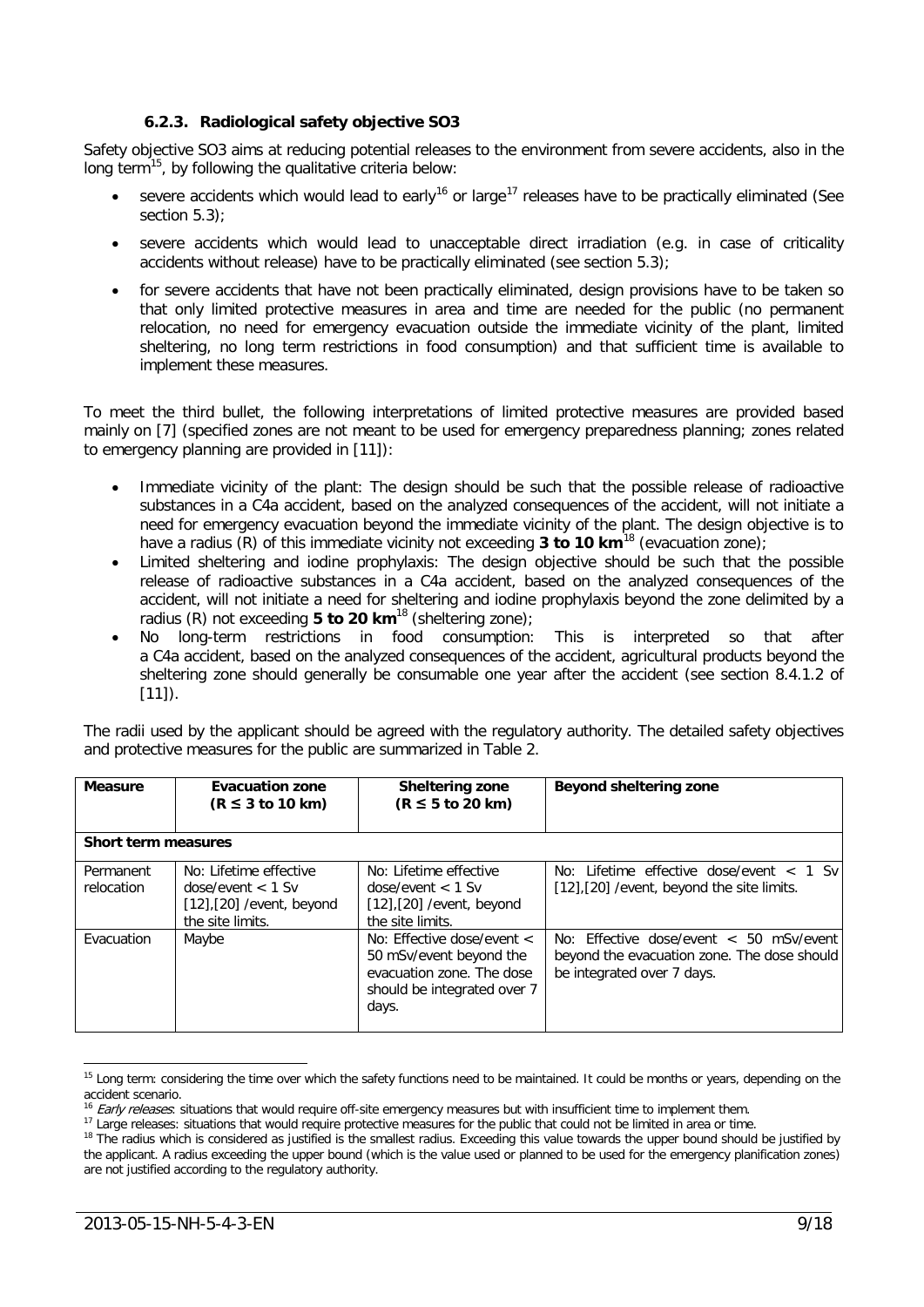### 6.2.3. Radiological safety objective SO3

Safety objective SO3 aims at reducing potential releases to the environment from severe accidents, also in the long term[15], by following the qualitative criteria below:

- severe accidents which would lead to early[16] or large[17] releases have to be practically eliminated (See section 5.3);
- severe accidents which would lead to unacceptable direct irradiation (e.g. in case of criticality accidents without release) have to be practically eliminated (see section 5.3);
- for severe accidents that have not been practically eliminated, design provisions have to be taken so that only limited protective measures in area and time are needed for the public (no permanent relocation, no need for emergency evacuation outside the immediate vicinity of the plant, limited sheltering, no long term restrictions in food consumption) and that sufficient time is available to implement these measures.

To meet the third bullet, the following interpretations of limited protective measures are provided based mainly on [7] (specified zones are not meant to be used for emergency preparedness planning; zones related to emergency planning are provided in [11]):

- Immediate vicinity of the plant: The design should be such that the possible release of radioactive substances in a C4a accident, based on the analyzed consequences of the accident, will not initiate a need for emergency evacuation beyond the immediate vicinity of the plant. The design objective is to have a radius (R) of this immediate vicinity not exceeding **3 to 10 km**[18] (evacuation zone);
- Limited sheltering and iodine prophylaxis: The design objective should be such that the possible release of radioactive substances in a C4a accident, based on the analyzed consequences of the accident, will not initiate a need for sheltering and iodine prophylaxis beyond the zone delimited by a radius (R) not exceeding **5 to 20 km**[18] (sheltering zone);
- No long-term restrictions in food consumption: This is interpreted so that after a C4a accident, based on the analyzed consequences of the accident, agricultural products beyond the sheltering zone should generally be consumable one year after the accident (see section 8.4.1.2 of [11]).

The radii used by the applicant should be agreed with the regulatory authority. The detailed safety objectives and protective measures for the public are summarized in Table 2.

| Measure | Evacuation zone ($R \leq 3$ to 10 km) | Sheltering zone ($R \leq 5$ to 20 km) | Beyond sheltering zone |
|---|---|---|---|
| **Short term measures** | | | |
| Permanent relocation | No: Lifetime effective dose/event < 1 Sv [12],[20] /event, beyond the site limits. | No: Lifetime effective dose/event < 1 Sv [12],[20] /event, beyond the site limits. | No: Lifetime effective dose/event < 1 Sv [12],[20] /event, beyond the site limits. |
| Evacuation | Maybe | No: Effective dose/event < 50 mSv/event beyond the evacuation zone. The dose should be integrated over 7 days. | No: Effective dose/event < 50 mSv/event beyond the evacuation zone. The dose should be integrated over 7 days. |

[15] Long term: considering the time over which the safety functions need to be maintained. It could be months or years, depending on the accident scenario.

[16] *Early releases*: situations that would require off-site emergency measures but with insufficient time to implement them.

[17] Large releases: situations that would require protective measures for the public that could not be limited in area or time.

[18] The radius which is considered as justified is the smallest radius. Exceeding this value towards the upper bound should be justified by the applicant. A radius exceeding the upper bound (which is the value used or planned to be used for the emergency planification zones) are not justified according to the regulatory authority.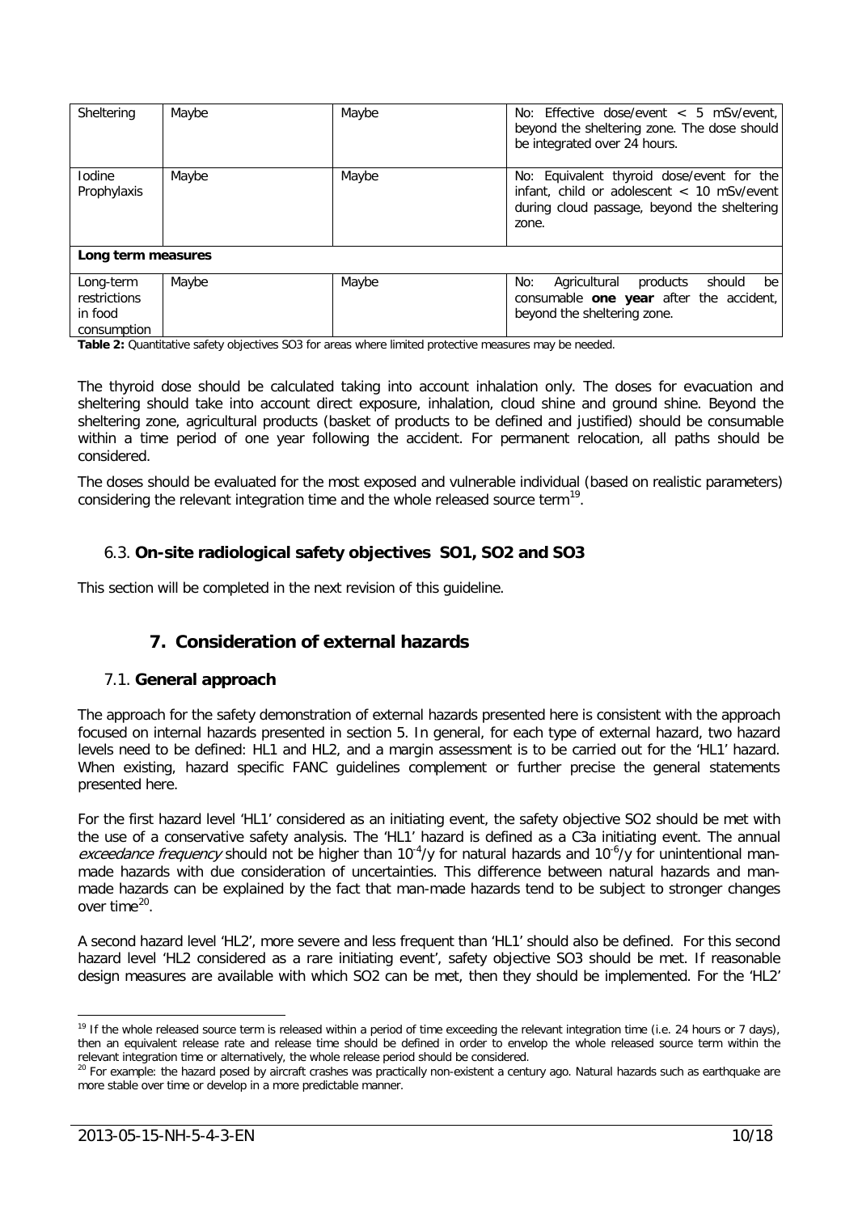| Sheltering | Maybe | Maybe | No: Effective dose/event < 5 mSv/event, beyond the sheltering zone. The dose should be integrated over 24 hours. |
|---|---|---|---|
| Iodine Prophylaxis | Maybe | Maybe | No: Equivalent thyroid dose/event for the infant, child or adolescent < 10 mSv/event during cloud passage, beyond the sheltering zone. |
| **Long term measures** | | | |
| Long-term restrictions in food consumption | Maybe | Maybe | No: Agricultural products should be consumable **one year** after the accident, beyond the sheltering zone. |

**Table 2:** Quantitative safety objectives SO3 for areas where limited protective measures may be needed.

The thyroid dose should be calculated taking into account inhalation only. The doses for evacuation and sheltering should take into account direct exposure, inhalation, cloud shine and ground shine. Beyond the sheltering zone, agricultural products (basket of products to be defined and justified) should be consumable within a time period of one year following the accident. For permanent relocation, all paths should be considered.

The doses should be evaluated for the most exposed and vulnerable individual (based on realistic parameters) considering the relevant integration time and the whole released source term[19].

### 6.3. On-site radiological safety objectives SO1, SO2 and SO3

This section will be completed in the next revision of this guideline.

## 7. Consideration of external hazards

### 7.1. General approach

The approach for the safety demonstration of external hazards presented here is consistent with the approach focused on internal hazards presented in section 5. In general, for each type of external hazard, two hazard levels need to be defined: HL1 and HL2, and a margin assessment is to be carried out for the 'HL1' hazard. When existing, hazard specific FANC guidelines complement or further precise the general statements presented here.

For the first hazard level 'HL1' considered as an initiating event, the safety objective SO2 should be met with the use of a conservative safety analysis. The 'HL1' hazard is defined as a C3a initiating event. The annual *exceedance frequency* should not be higher than $10^{-4}$/y for natural hazards and $10^{-6}$/y for unintentional man-made hazards with due consideration of uncertainties. This difference between natural hazards and man-made hazards can be explained by the fact that man-made hazards tend to be subject to stronger changes over time[20].

A second hazard level 'HL2', more severe and less frequent than 'HL1' should also be defined. For this second hazard level 'HL2 considered as a rare initiating event', safety objective SO3 should be met. If reasonable design measures are available with which SO2 can be met, then they should be implemented. For the 'HL2'

---

[19] If the whole released source term is released within a period of time exceeding the relevant integration time (i.e. 24 hours or 7 days), then an equivalent release rate and release time should be defined in order to envelop the whole released source term within the relevant integration time or alternatively, the whole release period should be considered.

[20] For example: the hazard posed by aircraft crashes was practically non-existent a century ago. Natural hazards such as earthquake are more stable over time or develop in a more predictable manner.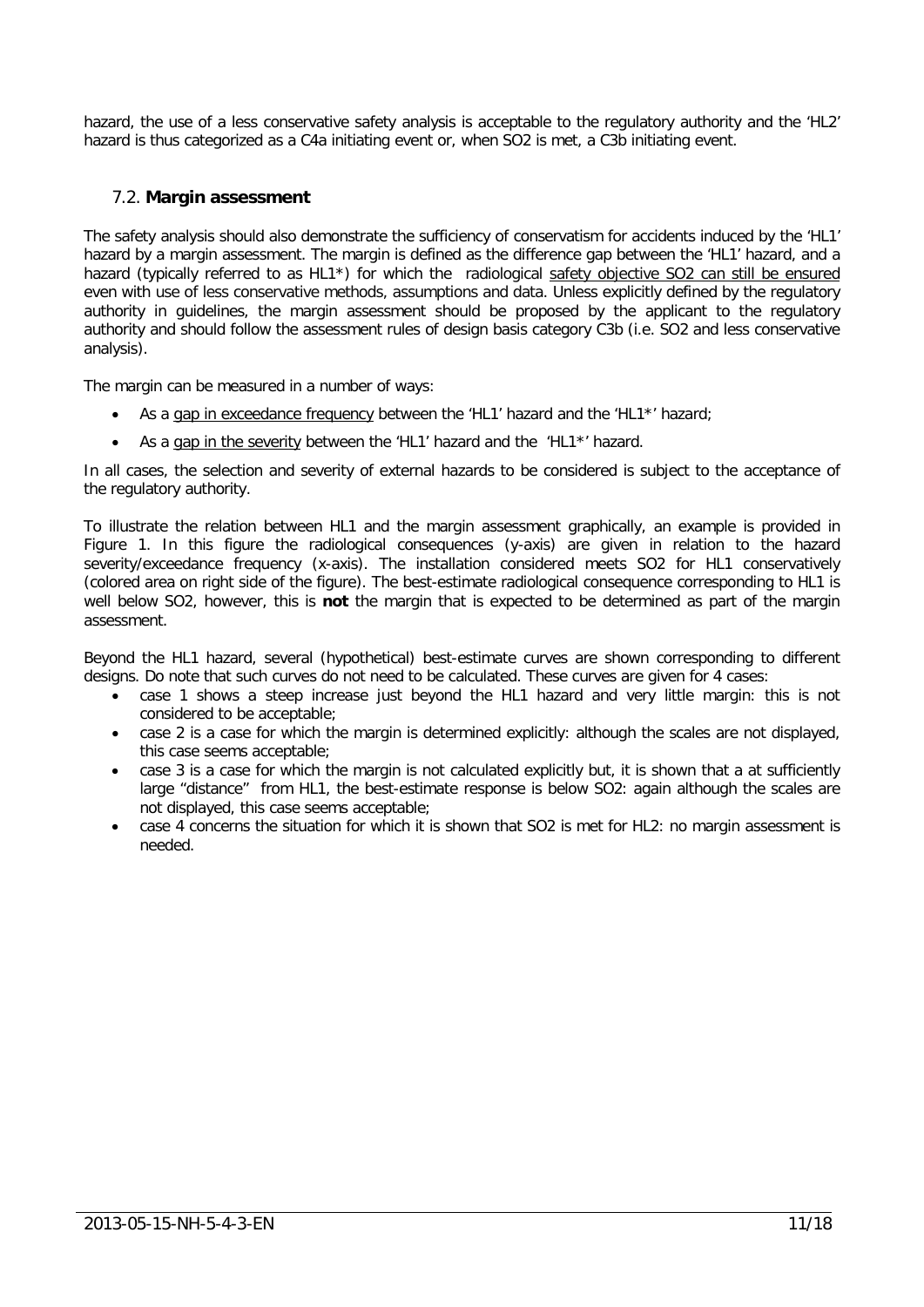hazard, the use of a less conservative safety analysis is acceptable to the regulatory authority and the 'HL2' hazard is thus categorized as a C4a initiating event or, when SO2 is met, a C3b initiating event.

## 7.2. **Margin assessment**

The safety analysis should also demonstrate the sufficiency of conservatism for accidents induced by the 'HL1' hazard by a margin assessment. The margin is defined as the difference gap between the 'HL1' hazard, and a hazard (typically referred to as HL1*) for which the radiological safety objective SO2 can still be ensured even with use of less conservative methods, assumptions and data. Unless explicitly defined by the regulatory authority in guidelines, the margin assessment should be proposed by the applicant to the regulatory authority and should follow the assessment rules of design basis category C3b (i.e. SO2 and less conservative analysis).

The margin can be measured in a number of ways:

- As a gap in exceedance frequency between the 'HL1' hazard and the 'HL1*' hazard;
- As a gap in the severity between the 'HL1' hazard and the 'HL1*' hazard.

In all cases, the selection and severity of external hazards to be considered is subject to the acceptance of the regulatory authority.

To illustrate the relation between HL1 and the margin assessment graphically, an example is provided in Figure 1. In this figure the radiological consequences (y-axis) are given in relation to the hazard severity/exceedance frequency (x-axis). The installation considered meets SO2 for HL1 conservatively (colored area on right side of the figure). The best-estimate radiological consequence corresponding to HL1 is well below SO2, however, this is **not** the margin that is expected to be determined as part of the margin assessment.

Beyond the HL1 hazard, several (hypothetical) best-estimate curves are shown corresponding to different designs. Do note that such curves do not need to be calculated. These curves are given for 4 cases:

- case 1 shows a steep increase just beyond the HL1 hazard and very little margin: this is not considered to be acceptable;
- case 2 is a case for which the margin is determined explicitly: although the scales are not displayed, this case seems acceptable;
- case 3 is a case for which the margin is not calculated explicitly but, it is shown that a at sufficiently large "distance" from HL1, the best-estimate response is below SO2: again although the scales are not displayed, this case seems acceptable;
- case 4 concerns the situation for which it is shown that SO2 is met for HL2: no margin assessment is needed.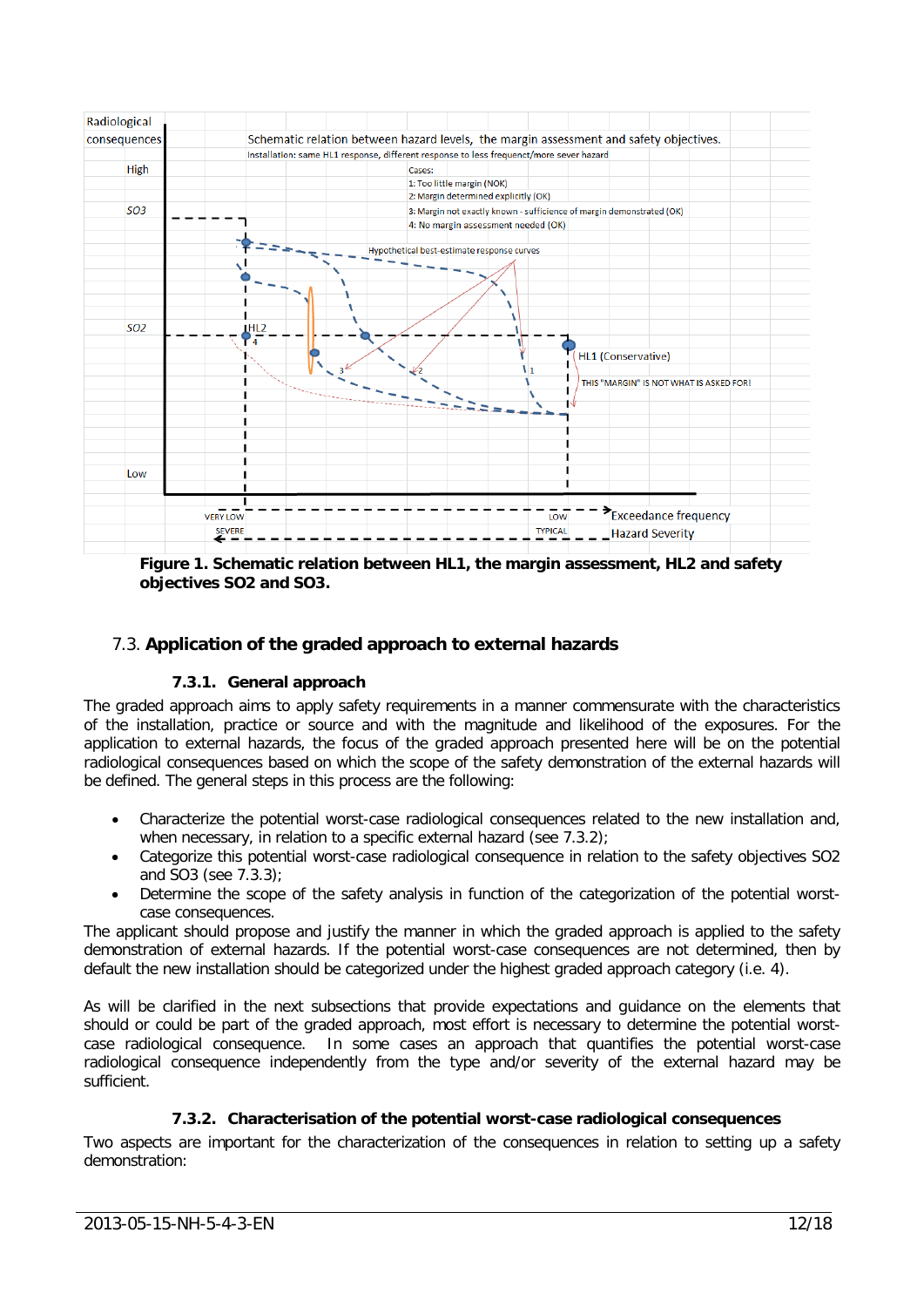**Figure 1. Schematic relation between HL1, the margin assessment, HL2 and safety objectives SO2 and SO3.**

## 7.3. **Application of the graded approach to external hazards**

### 7.3.1. General approach

The graded approach aims to apply safety requirements in a manner commensurate with the characteristics of the installation, practice or source and with the magnitude and likelihood of the exposures. For the application to external hazards, the focus of the graded approach presented here will be on the potential radiological consequences based on which the scope of the safety demonstration of the external hazards will be defined. The general steps in this process are the following:

- Characterize the potential worst-case radiological consequences related to the new installation and, when necessary, in relation to a specific external hazard (see 7.3.2);
- Categorize this potential worst-case radiological consequence in relation to the safety objectives SO2 and SO3 (see 7.3.3);
- Determine the scope of the safety analysis in function of the categorization of the potential worst-case consequences.

The applicant should propose and justify the manner in which the graded approach is applied to the safety demonstration of external hazards. If the potential worst-case consequences are not determined, then by default the new installation should be categorized under the highest graded approach category (i.e. 4).

As will be clarified in the next subsections that provide expectations and guidance on the elements that should or could be part of the graded approach, most effort is necessary to determine the potential worst-case radiological consequence. In some cases an approach that quantifies the potential worst-case radiological consequence independently from the type and/or severity of the external hazard may be sufficient.

### 7.3.2. Characterisation of the potential worst-case radiological consequences

Two aspects are important for the characterization of the consequences in relation to setting up a safety demonstration: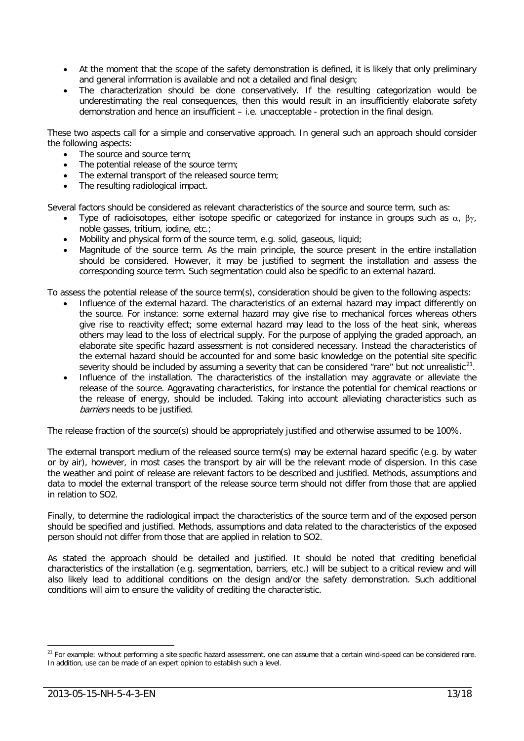- At the moment that the scope of the safety demonstration is defined, it is likely that only preliminary and general information is available and not a detailed and final design;
- The characterization should be done conservatively. If the resulting categorization would be underestimating the real consequences, then this would result in an insufficiently elaborate safety demonstration and hence an insufficient – i.e. unacceptable - protection in the final design.

These two aspects call for a simple and conservative approach. In general such an approach should consider the following aspects:

- The source and source term;
- The potential release of the source term;
- The external transport of the released source term;
- The resulting radiological impact.

Several factors should be considered as relevant characteristics of the source and source term, such as:

- Type of radioisotopes, either isotope specific or categorized for instance in groups such as $\alpha$, $\beta\gamma$, noble gasses, tritium, iodine, etc.;
- Mobility and physical form of the source term, e.g. solid, gaseous, liquid;
- Magnitude of the source term. As the main principle, the source present in the entire installation should be considered. However, it may be justified to segment the installation and assess the corresponding source term. Such segmentation could also be specific to an external hazard.

To assess the potential release of the source term(s), consideration should be given to the following aspects:

- Influence of the external hazard. The characteristics of an external hazard may impact differently on the source. For instance: some external hazard may give rise to mechanical forces whereas others give rise to reactivity effect; some external hazard may lead to the loss of the heat sink, whereas others may lead to the loss of electrical supply. For the purpose of applying the graded approach, an elaborate site specific hazard assessment is not considered necessary. Instead the characteristics of the external hazard should be accounted for and some basic knowledge on the potential site specific severity should be included by assuming a severity that can be considered "rare" but not unrealistic[21].
- Influence of the installation. The characteristics of the installation may aggravate or alleviate the release of the source. Aggravating characteristics, for instance the potential for chemical reactions or the release of energy, should be included. Taking into account alleviating characteristics such as *barriers* needs to be justified.

The release fraction of the source(s) should be appropriately justified and otherwise assumed to be 100%.

The external transport medium of the released source term(s) may be external hazard specific (e.g. by water or by air), however, in most cases the transport by air will be the relevant mode of dispersion. In this case the weather and point of release are relevant factors to be described and justified. Methods, assumptions and data to model the external transport of the release source term should not differ from those that are applied in relation to SO2.

Finally, to determine the radiological impact the characteristics of the source term and of the exposed person should be specified and justified. Methods, assumptions and data related to the characteristics of the exposed person should not differ from those that are applied in relation to SO2.

As stated the approach should be detailed and justified. It should be noted that crediting beneficial characteristics of the installation (e.g. segmentation, barriers, etc.) will be subject to a critical review and will also likely lead to additional conditions on the design and/or the safety demonstration. Such additional conditions will aim to ensure the validity of crediting the characteristic.

---

[21] For example: without performing a site specific hazard assessment, one can assume that a certain wind-speed can be considered rare. In addition, use can be made of an expert opinion to establish such a level.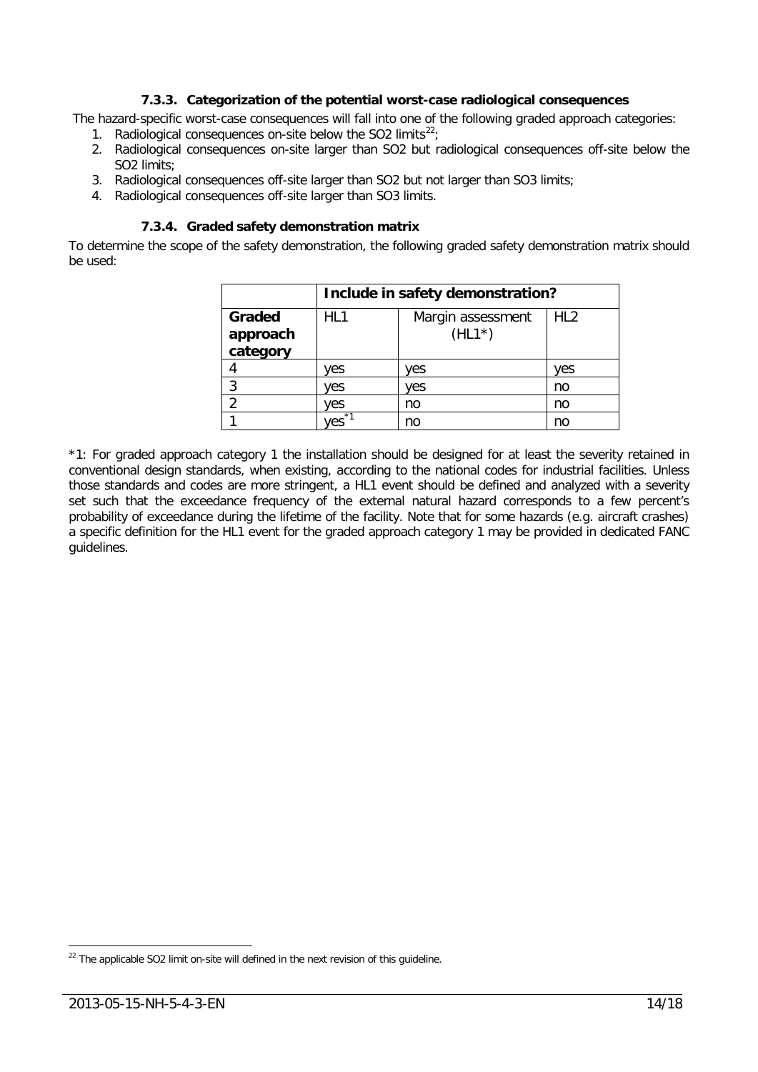### 7.3.3. Categorization of the potential worst-case radiological consequences

The hazard-specific worst-case consequences will fall into one of the following graded approach categories:

1. Radiological consequences on-site below the SO2 limits[22];
2. Radiological consequences on-site larger than SO2 but radiological consequences off-site below the SO2 limits;
3. Radiological consequences off-site larger than SO2 but not larger than SO3 limits;
4. Radiological consequences off-site larger than SO3 limits.

### 7.3.4. Graded safety demonstration matrix

To determine the scope of the safety demonstration, the following graded safety demonstration matrix should be used:

| | **Include in safety demonstration?** | | |
|---|---|---|---|
| **Graded approach category** | HL1 | Margin assessment (HL1*) | HL2 |
| 4 | yes | yes | yes |
| 3 | yes | yes | no |
| 2 | yes | no | no |
| 1 | yes*1 | no | no |

*1: For graded approach category 1 the installation should be designed for at least the severity retained in conventional design standards, when existing, according to the national codes for industrial facilities. Unless those standards and codes are more stringent, a HL1 event should be defined and analyzed with a severity set such that the exceedance frequency of the external natural hazard corresponds to a few percent's probability of exceedance during the lifetime of the facility. Note that for some hazards (e.g. aircraft crashes) a specific definition for the HL1 event for the graded approach category 1 may be provided in dedicated FANC guidelines.

[22] The applicable SO2 limit on-site will defined in the next revision of this guideline.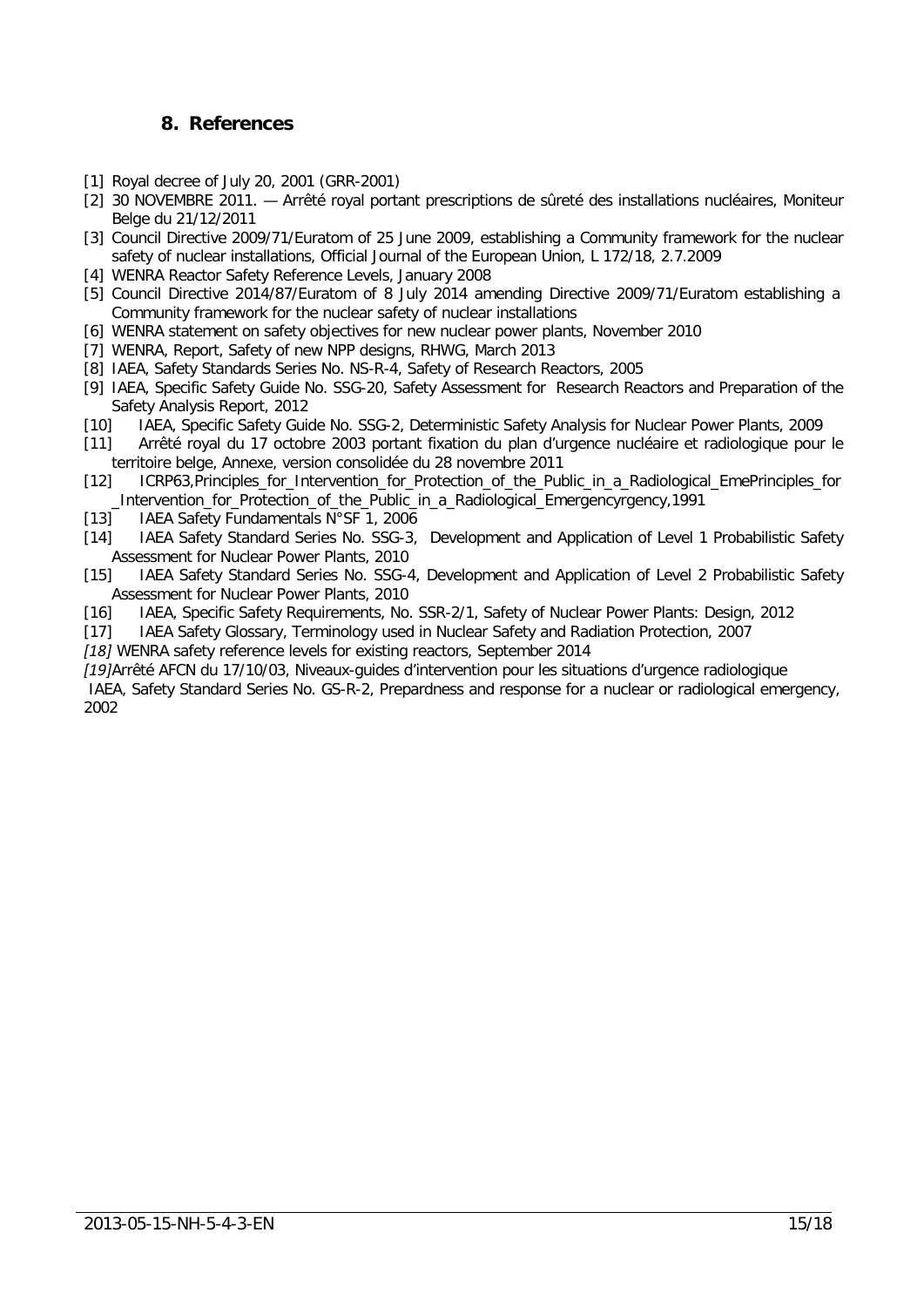## 8. References

- [1] Royal decree of July 20, 2001 (GRR-2001)
- [2] 30 NOVEMBRE 2011. — Arrêté royal portant prescriptions de sûreté des installations nucléaires, Moniteur Belge du 21/12/2011
- [3] Council Directive 2009/71/Euratom of 25 June 2009, establishing a Community framework for the nuclear safety of nuclear installations, Official Journal of the European Union, L 172/18, 2.7.2009
- [4] WENRA Reactor Safety Reference Levels, January 2008
- [5] Council Directive 2014/87/Euratom of 8 July 2014 amending Directive 2009/71/Euratom establishing a Community framework for the nuclear safety of nuclear installations
- [6] WENRA statement on safety objectives for new nuclear power plants, November 2010
- [7] WENRA, Report, Safety of new NPP designs, RHWG, March 2013
- [8] IAEA, Safety Standards Series No. NS-R-4, Safety of Research Reactors, 2005
- [9] IAEA, Specific Safety Guide No. SSG-20, Safety Assessment for Research Reactors and Preparation of the Safety Analysis Report, 2012
- [10] IAEA, Specific Safety Guide No. SSG-2, Deterministic Safety Analysis for Nuclear Power Plants, 2009
- [11] Arrêté royal du 17 octobre 2003 portant fixation du plan d'urgence nucléaire et radiologique pour le territoire belge, Annexe, version consolidée du 28 novembre 2011
- [12] ICRP63,Principles_for_Intervention_for_Protection_of_the_Public_in_a_Radiological_EmePrinciples_for_Intervention_for_Protection_of_the_Public_in_a_Radiological_Emergencyrgency,1991
- [13] IAEA Safety Fundamentals N°SF 1, 2006
- [14] IAEA Safety Standard Series No. SSG-3, Development and Application of Level 1 Probabilistic Safety Assessment for Nuclear Power Plants, 2010
- [15] IAEA Safety Standard Series No. SSG-4, Development and Application of Level 2 Probabilistic Safety Assessment for Nuclear Power Plants, 2010
- [16] IAEA, Specific Safety Requirements, No. SSR-2/1, Safety of Nuclear Power Plants: Design, 2012
- [17] IAEA Safety Glossary, Terminology used in Nuclear Safety and Radiation Protection, 2007
- *[18]* WENRA safety reference levels for existing reactors, September 2014
- *[19]*Arrêté AFCN du 17/10/03, Niveaux-guides d'intervention pour les situations d'urgence radiologique

IAEA, Safety Standard Series No. GS-R-2, Prepardness and response for a nuclear or radiological emergency, 2002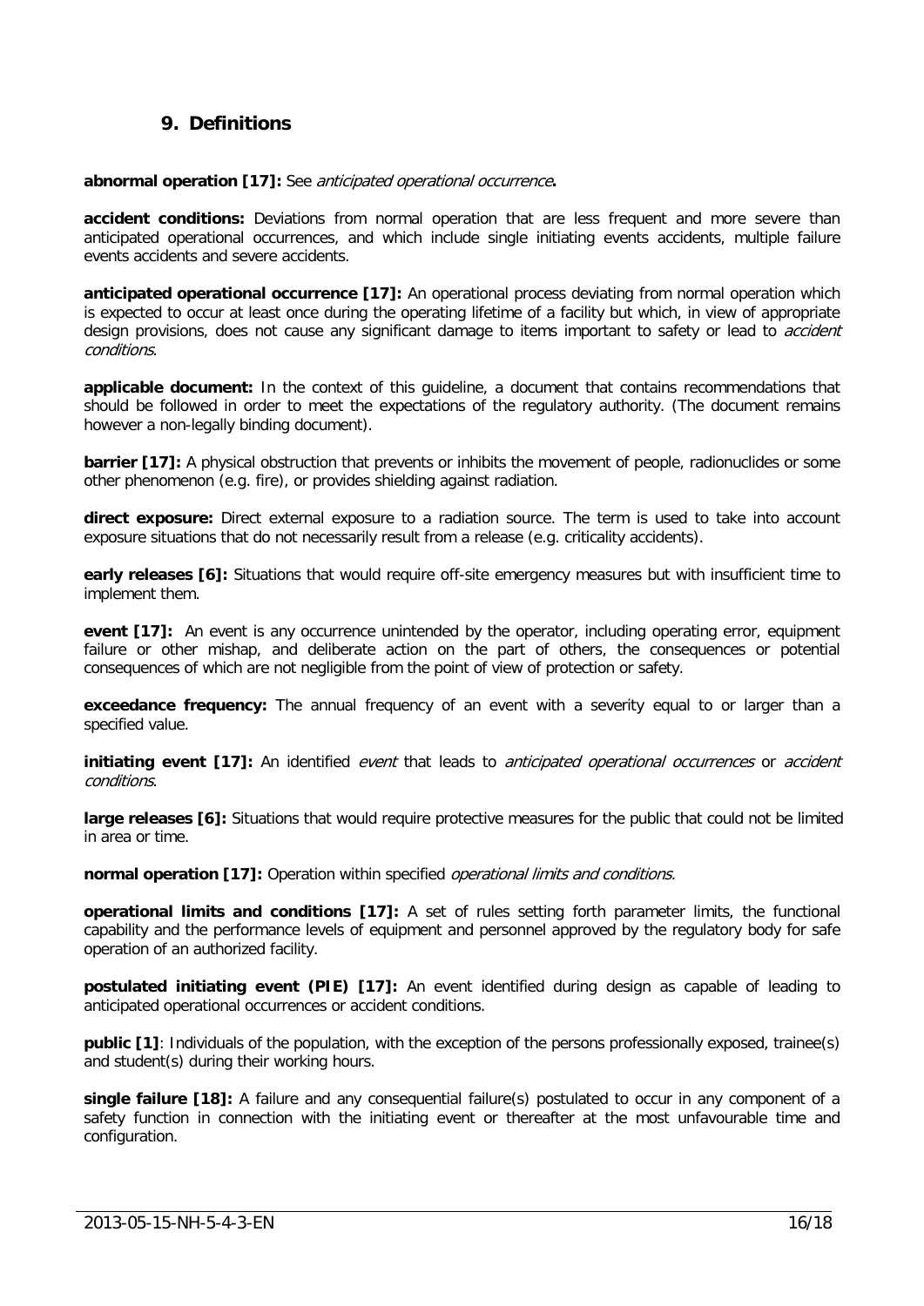## 9. Definitions

**abnormal operation [17]:** See *anticipated operational occurrence***.**

**accident conditions:** Deviations from normal operation that are less frequent and more severe than anticipated operational occurrences, and which include single initiating events accidents, multiple failure events accidents and severe accidents.

**anticipated operational occurrence [17]:** An operational process deviating from normal operation which is expected to occur at least once during the operating lifetime of a facility but which, in view of appropriate design provisions, does not cause any significant damage to items important to safety or lead to *accident conditions*.

**applicable document:** In the context of this guideline, a document that contains recommendations that should be followed in order to meet the expectations of the regulatory authority. (The document remains however a non-legally binding document).

**barrier [17]:** A physical obstruction that prevents or inhibits the movement of people, radionuclides or some other phenomenon (e.g. fire), or provides shielding against radiation.

**direct exposure:** Direct external exposure to a radiation source. The term is used to take into account exposure situations that do not necessarily result from a release (e.g. criticality accidents).

**early releases [6]:** Situations that would require off-site emergency measures but with insufficient time to implement them.

**event [17]:** An event is any occurrence unintended by the operator, including operating error, equipment failure or other mishap, and deliberate action on the part of others, the consequences or potential consequences of which are not negligible from the point of view of protection or safety.

**exceedance frequency:** The annual frequency of an event with a severity equal to or larger than a specified value.

**initiating event [17]:** An identified *event* that leads to *anticipated operational occurrences* or *accident conditions*.

**large releases [6]:** Situations that would require protective measures for the public that could not be limited in area or time.

**normal operation [17]:** Operation within specified *operational limits and conditions.*

**operational limits and conditions [17]:** A set of rules setting forth parameter limits, the functional capability and the performance levels of equipment and personnel approved by the regulatory body for safe operation of an authorized facility.

**postulated initiating event (PIE) [17]:** An event identified during design as capable of leading to anticipated operational occurrences or accident conditions.

**public [1]**: Individuals of the population, with the exception of the persons professionally exposed, trainee(s) and student(s) during their working hours.

**single failure [18]:** A failure and any consequential failure(s) postulated to occur in any component of a safety function in connection with the initiating event or thereafter at the most unfavourable time and configuration.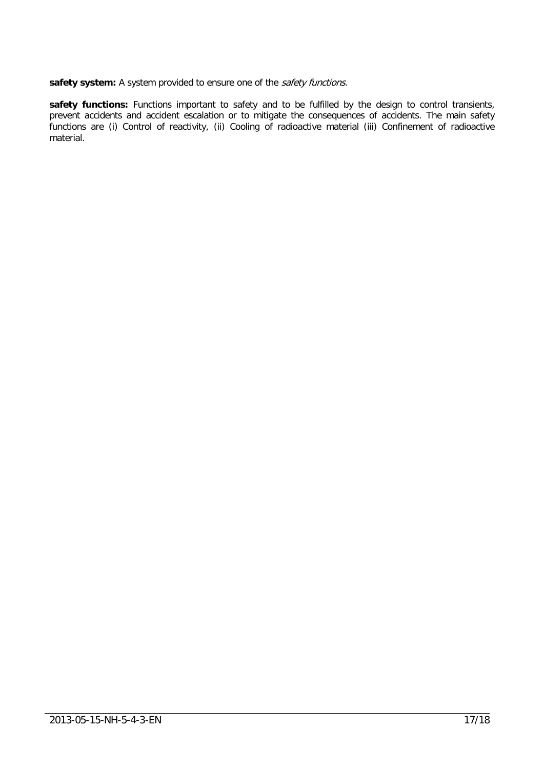**safety system:** A system provided to ensure one of the *safety functions.*

**safety functions:** Functions important to safety and to be fulfilled by the design to control transients, prevent accidents and accident escalation or to mitigate the consequences of accidents. The main safety functions are (i) Control of reactivity, (ii) Cooling of radioactive material (iii) Confinement of radioactive material.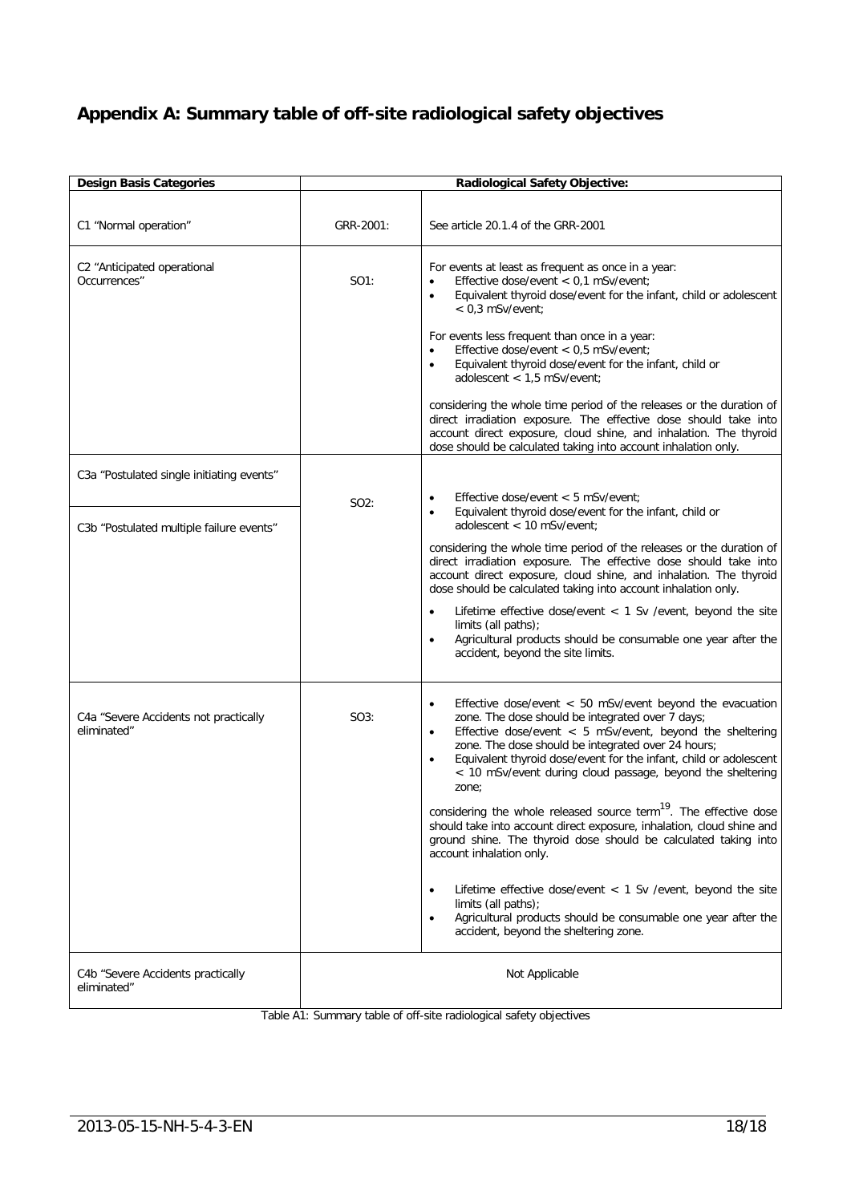# Appendix A: Summary table of off-site radiological safety objectives

| Design Basis Categories | Radiological Safety Objective: | |
|---|---|---|
| C1 "Normal operation" | GRR-2001: | See article 20.1.4 of the GRR-2001 |
| C2 "Anticipated operational Occurrences" | SO1: | For events at least as frequent as once in a year:<br>• Effective dose/event < 0,1 mSv/event;<br>• Equivalent thyroid dose/event for the infant, child or adolescent < 0,3 mSv/event;<br><br>For events less frequent than once in a year:<br>• Effective dose/event < 0,5 mSv/event;<br>• Equivalent thyroid dose/event for the infant, child or adolescent < 1,5 mSv/event;<br><br>considering the whole time period of the releases or the duration of direct irradiation exposure. The effective dose should take into account direct exposure, cloud shine, and inhalation. The thyroid dose should be calculated taking into account inhalation only. |
| C3a "Postulated single initiating events"<br><br>C3b "Postulated multiple failure events" | SO2: | • Effective dose/event < 5 mSv/event;<br>• Equivalent thyroid dose/event for the infant, child or adolescent < 10 mSv/event;<br><br>considering the whole time period of the releases or the duration of direct irradiation exposure. The effective dose should take into account direct exposure, cloud shine, and inhalation. The thyroid dose should be calculated taking into account inhalation only.<br><br>• Lifetime effective dose/event < 1 Sv /event, beyond the site limits (all paths);<br>• Agricultural products should be consumable one year after the accident, beyond the site limits. |
| C4a "Severe Accidents not practically eliminated" | SO3: | • Effective dose/event < 50 mSv/event beyond the evacuation zone. The dose should be integrated over 7 days;<br>• Effective dose/event < 5 mSv/event, beyond the sheltering zone. The dose should be integrated over 24 hours;<br>• Equivalent thyroid dose/event for the infant, child or adolescent < 10 mSv/event during cloud passage, beyond the sheltering zone;<br><br>considering the whole released source term[19]. The effective dose should take into account direct exposure, inhalation, cloud shine and ground shine. The thyroid dose should be calculated taking into account inhalation only.<br><br>• Lifetime effective dose/event < 1 Sv /event, beyond the site limits (all paths);<br>• Agricultural products should be consumable one year after the accident, beyond the sheltering zone. |
| C4b "Severe Accidents practically eliminated" | Not Applicable | |

Table A1: Summary table of off-site radiological safety objectives